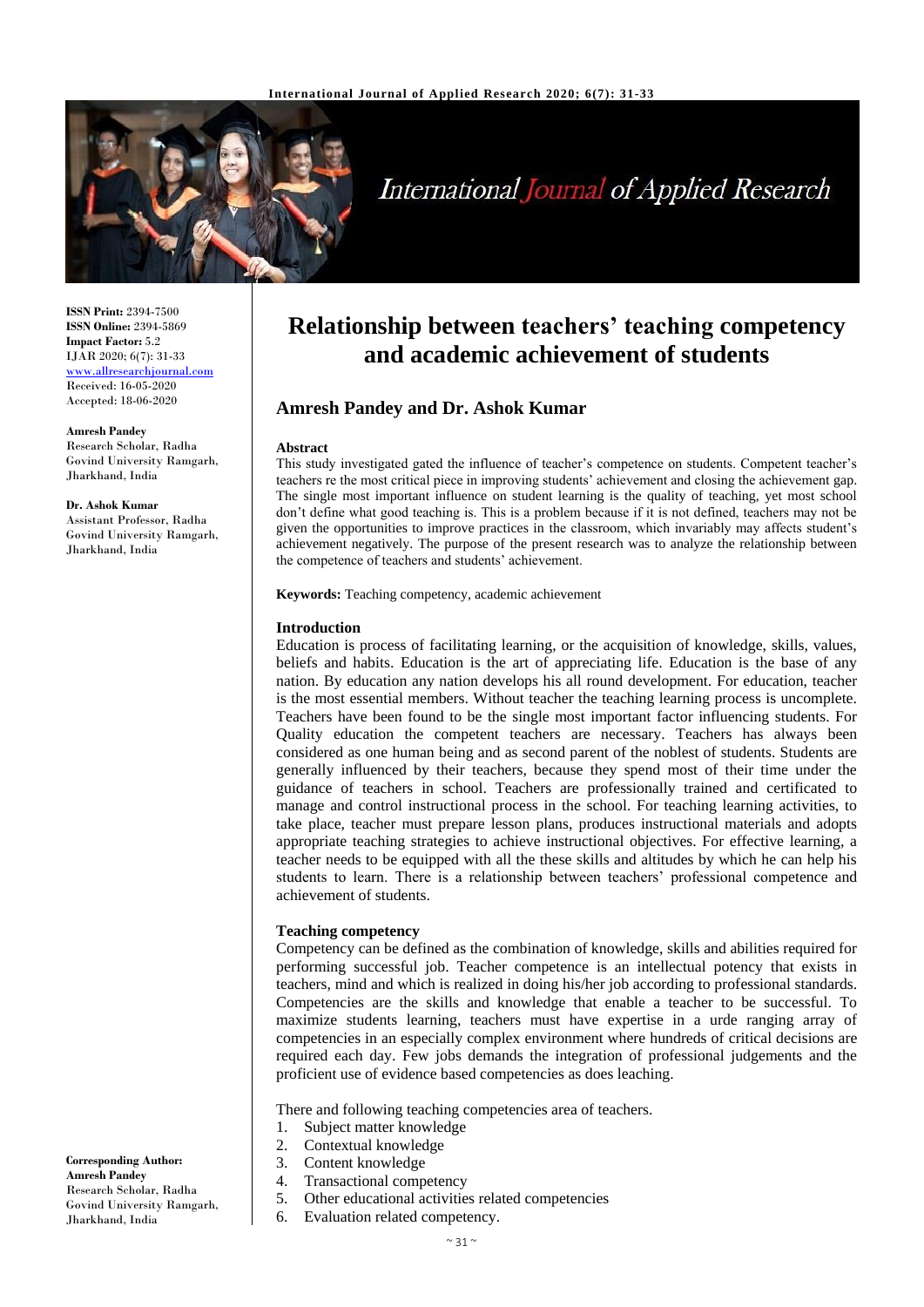# Relationship between teachers' teaching competency and academic achievement of students

## Amresh Pandey and Dr. Ashok Kumar

**ISSN Print:** 2394-7500
**ISSN Online:** 2394-5869
**Impact Factor:** 5.2
IJAR 2020; 6(7): 31-33
www.allresearchjournal.com
Received: 16-05-2020
Accepted: 18-06-2020

**Amresh Pandey**
Research Scholar, Radha Govind University Ramgarh, Jharkhand, India

**Dr. Ashok Kumar**
Assistant Professor, Radha Govind University Ramgarh, Jharkhand, India

**Corresponding Author:**
**Amresh Pandey**
Research Scholar, Radha Govind University Ramgarh, Jharkhand, India

### Abstract

This study investigated gated the influence of teacher's competence on students. Competent teacher's teachers re the most critical piece in improving students' achievement and closing the achievement gap. The single most important influence on student learning is the quality of teaching, yet most school don't define what good teaching is. This is a problem because if it is not defined, teachers may not be given the opportunities to improve practices in the classroom, which invariably may affects student's achievement negatively. The purpose of the present research was to analyze the relationship between the competence of teachers and students' achievement.

**Keywords:** Teaching competency, academic achievement

### Introduction

Education is process of facilitating learning, or the acquisition of knowledge, skills, values, beliefs and habits. Education is the art of appreciating life. Education is the base of any nation. By education any nation develops his all round development. For education, teacher is the most essential members. Without teacher the teaching learning process is uncomplete. Teachers have been found to be the single most important factor influencing students. For Quality education the competent teachers are necessary. Teachers has always been considered as one human being and as second parent of the noblest of students. Students are generally influenced by their teachers, because they spend most of their time under the guidance of teachers in school. Teachers are professionally trained and certificated to manage and control instructional process in the school. For teaching learning activities, to take place, teacher must prepare lesson plans, produces instructional materials and adopts appropriate teaching strategies to achieve instructional objectives. For effective learning, a teacher needs to be equipped with all the these skills and altitudes by which he can help his students to learn. There is a relationship between teachers' professional competence and achievement of students.

### Teaching competency

Competency can be defined as the combination of knowledge, skills and abilities required for performing successful job. Teacher competence is an intellectual potency that exists in teachers, mind and which is realized in doing his/her job according to professional standards. Competencies are the skills and knowledge that enable a teacher to be successful. To maximize students learning, teachers must have expertise in a urde ranging array of competencies in an especially complex environment where hundreds of critical decisions are required each day. Few jobs demands the integration of professional judgements and the proficient use of evidence based competencies as does leaching.

There and following teaching competencies area of teachers.

1. Subject matter knowledge
2. Contextual knowledge
3. Content knowledge
4. Transactional competency
5. Other educational activities related competencies
6. Evaluation related competency.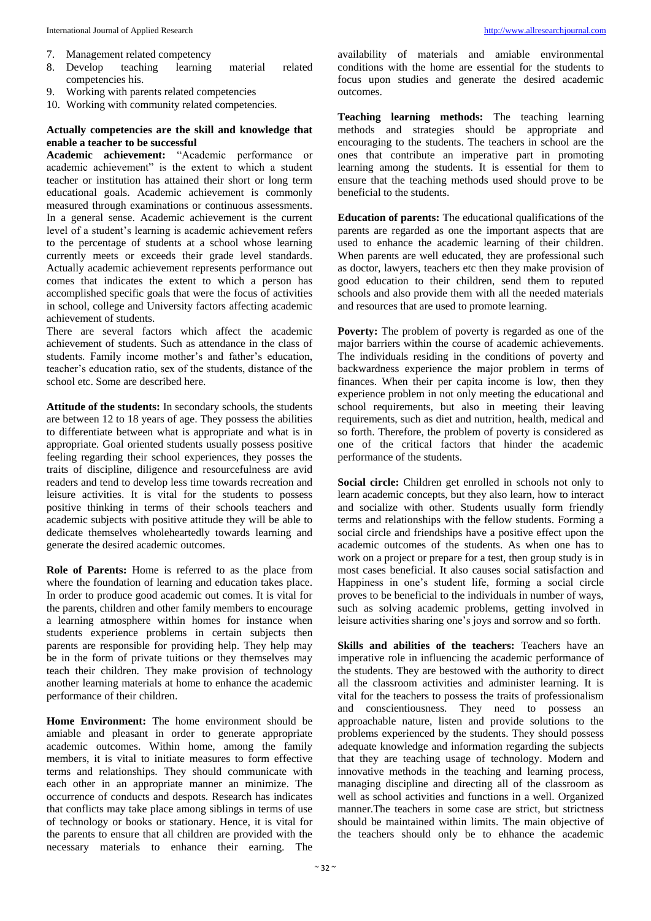7. Management related competency
8. Develop teaching learning material related competencies his.
9. Working with parents related competencies
10. Working with community related competencies.

**Actually competencies are the skill and knowledge that enable a teacher to be successful**

**Academic achievement:** "Academic performance or academic achievement" is the extent to which a student teacher or institution has attained their short or long term educational goals. Academic achievement is commonly measured through examinations or continuous assessments. In a general sense. Academic achievement is the current level of a student's learning is academic achievement refers to the percentage of students at a school whose learning currently meets or exceeds their grade level standards. Actually academic achievement represents performance out comes that indicates the extent to which a person has accomplished specific goals that were the focus of activities in school, college and University factors affecting academic achievement of students.

There are several factors which affect the academic achievement of students. Such as attendance in the class of students. Family income mother's and father's education, teacher's education ratio, sex of the students, distance of the school etc. Some are described here.

**Attitude of the students:** In secondary schools, the students are between 12 to 18 years of age. They possess the abilities to differentiate between what is appropriate and what is in appropriate. Goal oriented students usually possess positive feeling regarding their school experiences, they posses the traits of discipline, diligence and resourcefulness are avid readers and tend to develop less time towards recreation and leisure activities. It is vital for the students to possess positive thinking in terms of their schools teachers and academic subjects with positive attitude they will be able to dedicate themselves wholeheartedly towards learning and generate the desired academic outcomes.

**Role of Parents:** Home is referred to as the place from where the foundation of learning and education takes place. In order to produce good academic out comes. It is vital for the parents, children and other family members to encourage a learning atmosphere within home for instance when students experience problems in certain subjects then parents are responsible for providing help. They help may be in the form of private tuitions or they themselves may teach their children. They make provision of technology another learning materials at home to enhance the academic performance of their children.

**Home Environment:** The home environment should be amiable and pleasant in order to generate appropriate academic outcomes. Within home, among the family members, it is vital to initiate measures to form effective terms and relationships. They should communicate with each other in an appropriate manner an minimize. The occurrence of conducts and despots. Research has indicates that conflicts may take place among siblings in terms of use of technology or books or stationary. Hence, it is vital for the parents to ensure that all children are provided with the necessary materials to enhance their earning. The availability of materials and amiable environmental conditions with the home are essential for the students to focus upon studies and generate the desired academic outcomes.

**Teaching learning methods:** The teaching learning methods and strategies should be appropriate and encouraging to the students. The teachers in school are the ones that contribute an imperative part in promoting learning among the students. It is essential for them to ensure that the teaching methods used should prove to be beneficial to the students.

**Education of parents:** The educational qualifications of the parents are regarded as one the important aspects that are used to enhance the academic learning of their children. When parents are well educated, they are professional such as doctor, lawyers, teachers etc then they make provision of good education to their children, send them to reputed schools and also provide them with all the needed materials and resources that are used to promote learning.

**Poverty:** The problem of poverty is regarded as one of the major barriers within the course of academic achievements. The individuals residing in the conditions of poverty and backwardness experience the major problem in terms of finances. When their per capita income is low, then they experience problem in not only meeting the educational and school requirements, but also in meeting their leaving requirements, such as diet and nutrition, health, medical and so forth. Therefore, the problem of poverty is considered as one of the critical factors that hinder the academic performance of the students.

**Social circle:** Children get enrolled in schools not only to learn academic concepts, but they also learn, how to interact and socialize with other. Students usually form friendly terms and relationships with the fellow students. Forming a social circle and friendships have a positive effect upon the academic outcomes of the students. As when one has to work on a project or prepare for a test, then group study is in most cases beneficial. It also causes social satisfaction and Happiness in one's student life, forming a social circle proves to be beneficial to the individuals in number of ways, such as solving academic problems, getting involved in leisure activities sharing one's joys and sorrow and so forth.

**Skills and abilities of the teachers:** Teachers have an imperative role in influencing the academic performance of the students. They are bestowed with the authority to direct all the classroom activities and administer learning. It is vital for the teachers to possess the traits of professionalism and conscientiousness. They need to possess an approachable nature, listen and provide solutions to the problems experienced by the students. They should possess adequate knowledge and information regarding the subjects that they are teaching usage of technology. Modern and innovative methods in the teaching and learning process, managing discipline and directing all of the classroom as well as school activities and functions in a well. Organized manner.The teachers in some case are strict, but strictness should be maintained within limits. The main objective of the teachers should only be to ehhance the academic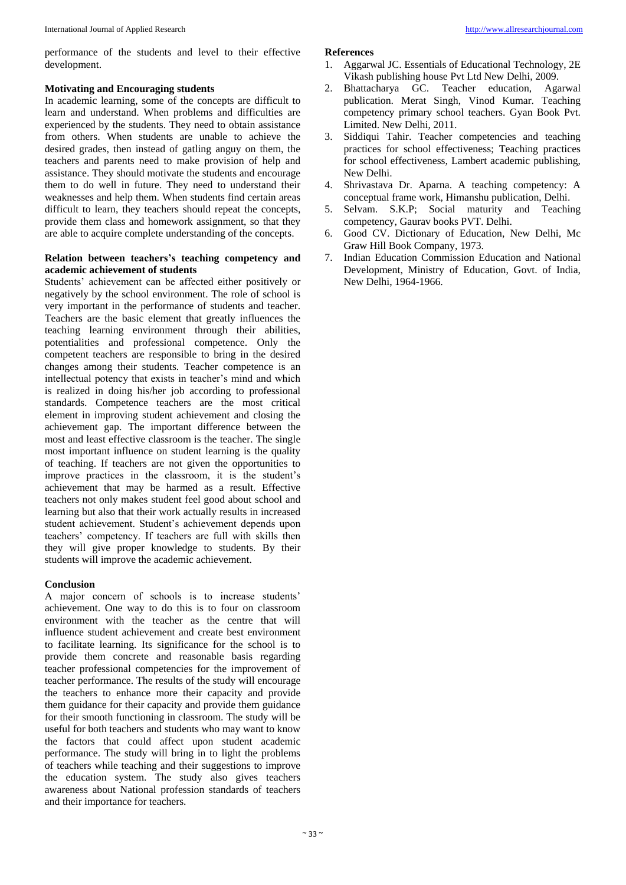performance of the students and level to their effective development.

### Motivating and Encouraging students

In academic learning, some of the concepts are difficult to learn and understand. When problems and difficulties are experienced by the students. They need to obtain assistance from others. When students are unable to achieve the desired grades, then instead of gatling anguy on them, the teachers and parents need to make provision of help and assistance. They should motivate the students and encourage them to do well in future. They need to understand their weaknesses and help them. When students find certain areas difficult to learn, they teachers should repeat the concepts, provide them class and homework assignment, so that they are able to acquire complete understanding of the concepts.

### Relation between teachers's teaching competency and academic achievement of students

Students' achievement can be affected either positively or negatively by the school environment. The role of school is very important in the performance of students and teacher. Teachers are the basic element that greatly influences the teaching learning environment through their abilities, potentialities and professional competence. Only the competent teachers are responsible to bring in the desired changes among their students. Teacher competence is an intellectual potency that exists in teacher's mind and which is realized in doing his/her job according to professional standards. Competence teachers are the most critical element in improving student achievement and closing the achievement gap. The important difference between the most and least effective classroom is the teacher. The single most important influence on student learning is the quality of teaching. If teachers are not given the opportunities to improve practices in the classroom, it is the student's achievement that may be harmed as a result. Effective teachers not only makes student feel good about school and learning but also that their work actually results in increased student achievement. Student's achievement depends upon teachers' competency. If teachers are full with skills then they will give proper knowledge to students. By their students will improve the academic achievement.

### Conclusion

A major concern of schools is to increase students' achievement. One way to do this is to four on classroom environment with the teacher as the centre that will influence student achievement and create best environment to facilitate learning. Its significance for the school is to provide them concrete and reasonable basis regarding teacher professional competencies for the improvement of teacher performance. The results of the study will encourage the teachers to enhance more their capacity and provide them guidance for their capacity and provide them guidance for their smooth functioning in classroom. The study will be useful for both teachers and students who may want to know the factors that could affect upon student academic performance. The study will bring in to light the problems of teachers while teaching and their suggestions to improve the education system. The study also gives teachers awareness about National profession standards of teachers and their importance for teachers.

### References

1. Aggarwal JC. Essentials of Educational Technology, 2E Vikash publishing house Pvt Ltd New Delhi, 2009.
2. Bhattacharya GC. Teacher education, Agarwal publication. Merat Singh, Vinod Kumar. Teaching competency primary school teachers. Gyan Book Pvt. Limited. New Delhi, 2011.
3. Siddiqui Tahir. Teacher competencies and teaching practices for school effectiveness; Teaching practices for school effectiveness, Lambert academic publishing, New Delhi.
4. Shrivastava Dr. Aparna. A teaching competency: A conceptual frame work, Himanshu publication, Delhi.
5. Selvam. S.K.P; Social maturity and Teaching competency, Gaurav books PVT. Delhi.
6. Good CV. Dictionary of Education, New Delhi, Mc Graw Hill Book Company, 1973.
7. Indian Education Commission Education and National Development, Ministry of Education, Govt. of India, New Delhi, 1964-1966.